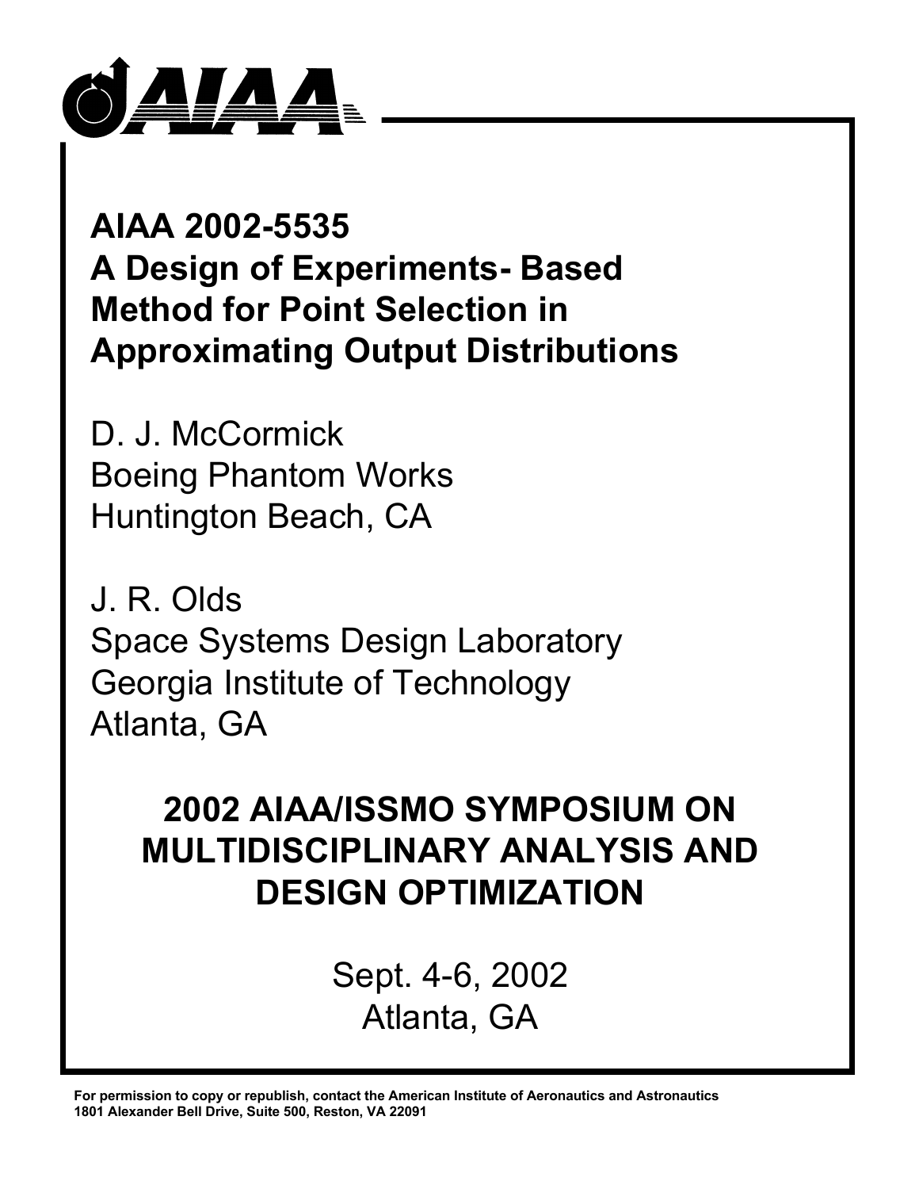# AIAA 2002-5535
# A Design of Experiments- Based Method for Point Selection in Approximating Output Distributions

D. J. McCormick
Boeing Phantom Works
Huntington Beach, CA

J. R. Olds
Space Systems Design Laboratory
Georgia Institute of Technology
Atlanta, GA

## 2002 AIAA/ISSMO SYMPOSIUM ON MULTIDISCIPLINARY ANALYSIS AND DESIGN OPTIMIZATION

Sept. 4-6, 2002
Atlanta, GA

**For permission to copy or republish, contact the American Institute of Aeronautics and Astronautics 1801 Alexander Bell Drive, Suite 500, Reston, VA 22091**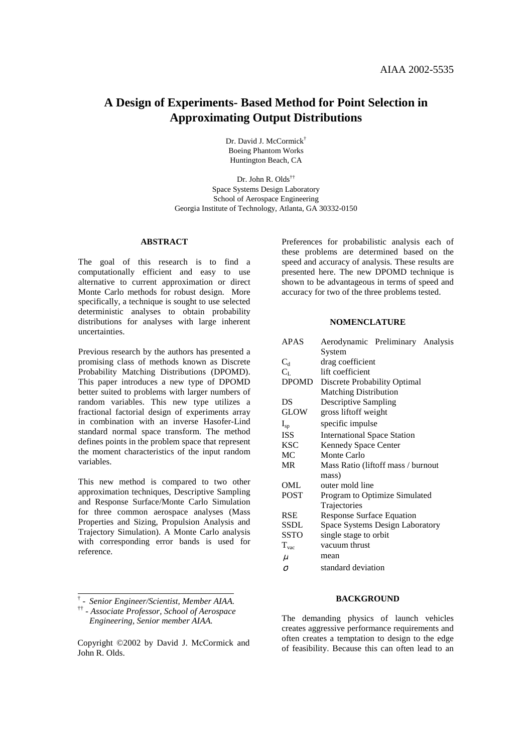# A Design of Experiments- Based Method for Point Selection in Approximating Output Distributions

Dr. David J. McCormick[†]
Boeing Phantom Works
Huntington Beach, CA

Dr. John R. Olds[††]
Space Systems Design Laboratory
School of Aerospace Engineering
Georgia Institute of Technology, Atlanta, GA 30332-0150

## ABSTRACT

The goal of this research is to find a computationally efficient and easy to use alternative to current approximation or direct Monte Carlo methods for robust design. More specifically, a technique is sought to use selected deterministic analyses to obtain probability distributions for analyses with large inherent uncertainties.

Previous research by the authors has presented a promising class of methods known as Discrete Probability Matching Distributions (DPOMD). This paper introduces a new type of DPOMD better suited to problems with larger numbers of random variables. This new type utilizes a fractional factorial design of experiments array in combination with an inverse Hasofer-Lind standard normal space transform. The method defines points in the problem space that represent the moment characteristics of the input random variables.

This new method is compared to two other approximation techniques, Descriptive Sampling and Response Surface/Monte Carlo Simulation for three common aerospace analyses (Mass Properties and Sizing, Propulsion Analysis and Trajectory Simulation). A Monte Carlo analysis with corresponding error bands is used for reference.

Preferences for probabilistic analysis each of these problems are determined based on the speed and accuracy of analysis. These results are presented here. The new DPOMD technique is shown to be advantageous in terms of speed and accuracy for two of the three problems tested.

## NOMENCLATURE

| | |
|---|---|
| APAS | Aerodynamic Preliminary Analysis System |
| $C_d$ | drag coefficient |
| $C_L$ | lift coefficient |
| DPOMD | Discrete Probability Optimal Matching Distribution |
| DS | Descriptive Sampling |
| GLOW | gross liftoff weight |
| $I_{sp}$ | specific impulse |
| ISS | International Space Station |
| KSC | Kennedy Space Center |
| MC | Monte Carlo |
| MR | Mass Ratio (liftoff mass / burnout mass) |
| OML | outer mold line |
| POST | Program to Optimize Simulated Trajectories |
| RSE | Response Surface Equation |
| SSDL | Space Systems Design Laboratory |
| SSTO | single stage to orbit |
| $T_{vac}$ | vacuum thrust |
| $\mu$ | mean |
| $\sigma$ | standard deviation |

## BACKGROUND

The demanding physics of launch vehicles creates aggressive performance requirements and often creates a temptation to design to the edge of feasibility. Because this can often lead to an

[†] - *Senior Engineer/Scientist, Member AIAA.*
[††] - *Associate Professor, School of Aerospace Engineering, Senior member AIAA.*

Copyright ©2002 by David J. McCormick and John R. Olds.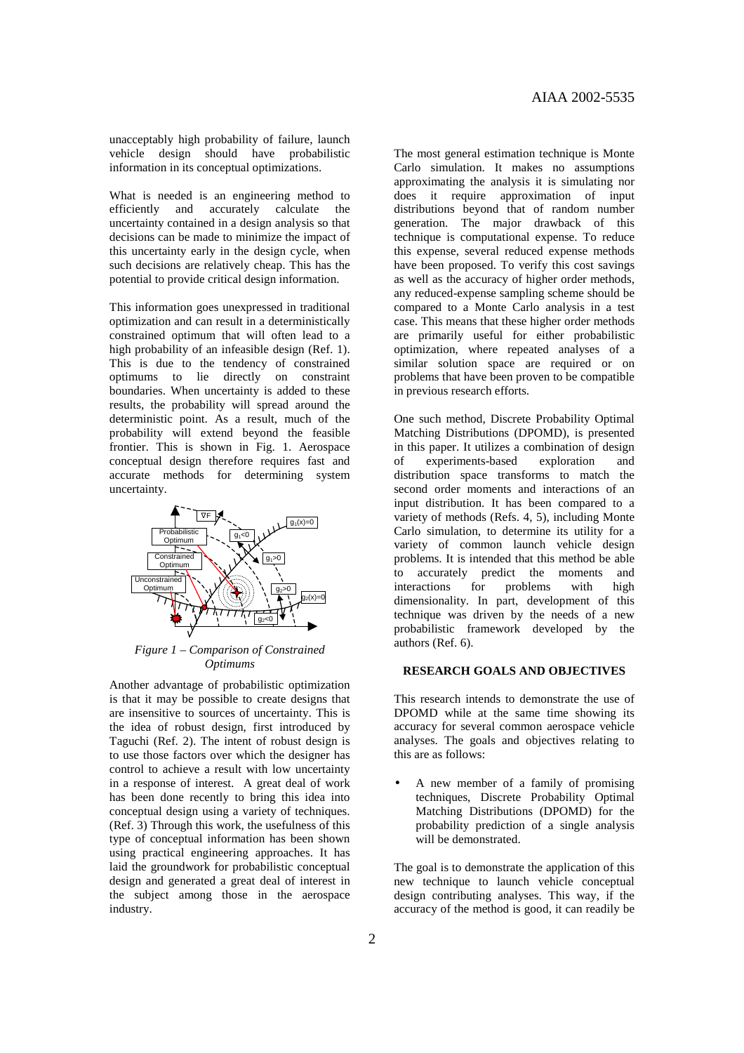unacceptably high probability of failure, launch vehicle design should have probabilistic information in its conceptual optimizations.

What is needed is an engineering method to efficiently and accurately calculate the uncertainty contained in a design analysis so that decisions can be made to minimize the impact of this uncertainty early in the design cycle, when such decisions are relatively cheap. This has the potential to provide critical design information.

This information goes unexpressed in traditional optimization and can result in a deterministically constrained optimum that will often lead to a high probability of an infeasible design (Ref. 1). This is due to the tendency of constrained optimums to lie directly on constraint boundaries. When uncertainty is added to these results, the probability will spread around the deterministic point. As a result, much of the probability will extend beyond the feasible frontier. This is shown in Fig. 1. Aerospace conceptual design therefore requires fast and accurate methods for determining system uncertainty.

∇F

$g_1(x)=0$

Probabilistic Optimum

$g_1<0$

Constrained Optimum

$g_1>0$

Unconstrained Optimum

$g_2>0$

$g_2(x)=0$

$g_2<0$

*Figure 1 – Comparison of Constrained Optimums*

Another advantage of probabilistic optimization is that it may be possible to create designs that are insensitive to sources of uncertainty. This is the idea of robust design, first introduced by Taguchi (Ref. 2). The intent of robust design is to use those factors over which the designer has control to achieve a result with low uncertainty in a response of interest. A great deal of work has been done recently to bring this idea into conceptual design using a variety of techniques. (Ref. 3) Through this work, the usefulness of this type of conceptual information has been shown using practical engineering approaches. It has laid the groundwork for probabilistic conceptual design and generated a great deal of interest in the subject among those in the aerospace industry.

The most general estimation technique is Monte Carlo simulation. It makes no assumptions approximating the analysis it is simulating nor does it require approximation of input distributions beyond that of random number generation. The major drawback of this technique is computational expense. To reduce this expense, several reduced expense methods have been proposed. To verify this cost savings as well as the accuracy of higher order methods, any reduced-expense sampling scheme should be compared to a Monte Carlo analysis in a test case. This means that these higher order methods are primarily useful for either probabilistic optimization, where repeated analyses of a similar solution space are required or on problems that have been proven to be compatible in previous research efforts.

One such method, Discrete Probability Optimal Matching Distributions (DPOMD), is presented in this paper. It utilizes a combination of design of experiments-based exploration and distribution space transforms to match the second order moments and interactions of an input distribution. It has been compared to a variety of methods (Refs. 4, 5), including Monte Carlo simulation, to determine its utility for a variety of common launch vehicle design problems. It is intended that this method be able to accurately predict the moments and interactions for problems with high dimensionality. In part, development of this technique was driven by the needs of a new probabilistic framework developed by the authors (Ref. 6).

## RESEARCH GOALS AND OBJECTIVES

This research intends to demonstrate the use of DPOMD while at the same time showing its accuracy for several common aerospace vehicle analyses. The goals and objectives relating to this are as follows:

- A new member of a family of promising techniques, Discrete Probability Optimal Matching Distributions (DPOMD) for the probability prediction of a single analysis will be demonstrated.

The goal is to demonstrate the application of this new technique to launch vehicle conceptual design contributing analyses. This way, if the accuracy of the method is good, it can readily be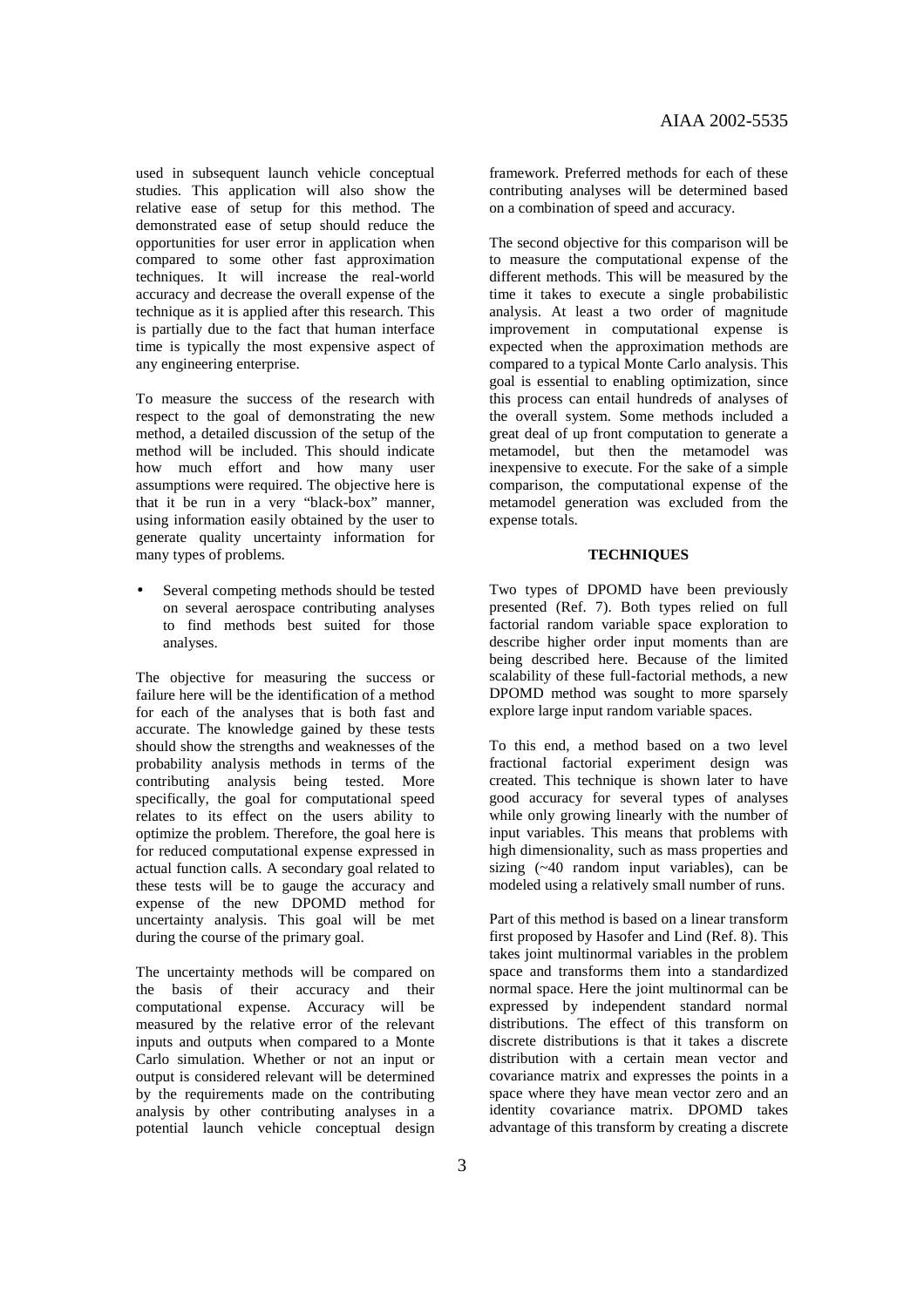used in subsequent launch vehicle conceptual studies. This application will also show the relative ease of setup for this method. The demonstrated ease of setup should reduce the opportunities for user error in application when compared to some other fast approximation techniques. It will increase the real-world accuracy and decrease the overall expense of the technique as it is applied after this research. This is partially due to the fact that human interface time is typically the most expensive aspect of any engineering enterprise.

To measure the success of the research with respect to the goal of demonstrating the new method, a detailed discussion of the setup of the method will be included. This should indicate how much effort and how many user assumptions were required. The objective here is that it be run in a very "black-box" manner, using information easily obtained by the user to generate quality uncertainty information for many types of problems.

- Several competing methods should be tested on several aerospace contributing analyses to find methods best suited for those analyses.

The objective for measuring the success or failure here will be the identification of a method for each of the analyses that is both fast and accurate. The knowledge gained by these tests should show the strengths and weaknesses of the probability analysis methods in terms of the contributing analysis being tested. More specifically, the goal for computational speed relates to its effect on the users ability to optimize the problem. Therefore, the goal here is for reduced computational expense expressed in actual function calls. A secondary goal related to these tests will be to gauge the accuracy and expense of the new DPOMD method for uncertainty analysis. This goal will be met during the course of the primary goal.

The uncertainty methods will be compared on the basis of their accuracy and their computational expense. Accuracy will be measured by the relative error of the relevant inputs and outputs when compared to a Monte Carlo simulation. Whether or not an input or output is considered relevant will be determined by the requirements made on the contributing analysis by other contributing analyses in a potential launch vehicle conceptual design framework. Preferred methods for each of these contributing analyses will be determined based on a combination of speed and accuracy.

The second objective for this comparison will be to measure the computational expense of the different methods. This will be measured by the time it takes to execute a single probabilistic analysis. At least a two order of magnitude improvement in computational expense is expected when the approximation methods are compared to a typical Monte Carlo analysis. This goal is essential to enabling optimization, since this process can entail hundreds of analyses of the overall system. Some methods included a great deal of up front computation to generate a metamodel, but then the metamodel was inexpensive to execute. For the sake of a simple comparison, the computational expense of the metamodel generation was excluded from the expense totals.

## TECHNIQUES

Two types of DPOMD have been previously presented (Ref. 7). Both types relied on full factorial random variable space exploration to describe higher order input moments than are being described here. Because of the limited scalability of these full-factorial methods, a new DPOMD method was sought to more sparsely explore large input random variable spaces.

To this end, a method based on a two level fractional factorial experiment design was created. This technique is shown later to have good accuracy for several types of analyses while only growing linearly with the number of input variables. This means that problems with high dimensionality, such as mass properties and sizing (~40 random input variables), can be modeled using a relatively small number of runs.

Part of this method is based on a linear transform first proposed by Hasofer and Lind (Ref. 8). This takes joint multinormal variables in the problem space and transforms them into a standardized normal space. Here the joint multinormal can be expressed by independent standard normal distributions. The effect of this transform on discrete distributions is that it takes a discrete distribution with a certain mean vector and covariance matrix and expresses the points in a space where they have mean vector zero and an identity covariance matrix. DPOMD takes advantage of this transform by creating a discrete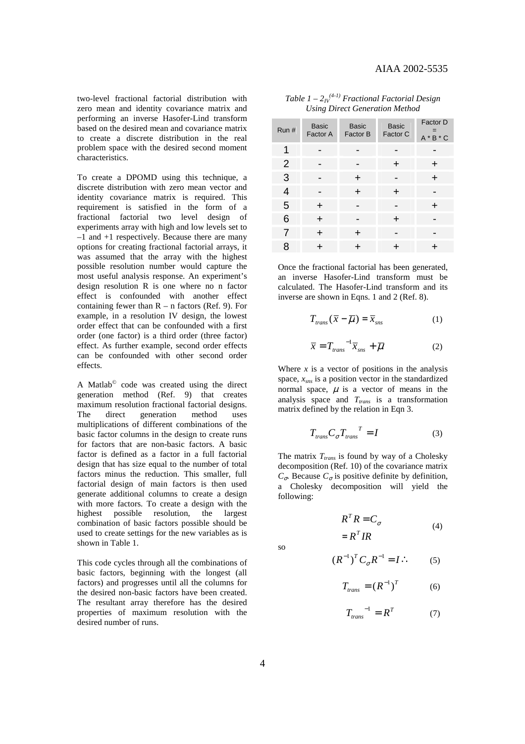two-level fractional factorial distribution with zero mean and identity covariance matrix and performing an inverse Hasofer-Lind transform based on the desired mean and covariance matrix to create a discrete distribution in the real problem space with the desired second moment characteristics.

To create a DPOMD using this technique, a discrete distribution with zero mean vector and identity covariance matrix is required. This requirement is satisfied in the form of a fractional factorial two level design of experiments array with high and low levels set to –1 and +1 respectively. Because there are many options for creating fractional factorial arrays, it was assumed that the array with the highest possible resolution number would capture the most useful analysis response. An experiment's design resolution R is one where no n factor effect is confounded with another effect containing fewer than R – n factors (Ref. 9). For example, in a resolution IV design, the lowest order effect that can be confounded with a first order (one factor) is a third order (three factor) effect. As further example, second order effects can be confounded with other second order effects.

A Matlab© code was created using the direct generation method (Ref. 9) that creates maximum resolution fractional factorial designs. The direct generation method uses multiplications of different combinations of the basic factor columns in the design to create runs for factors that are non-basic factors. A basic factor is defined as a factor in a full factorial design that has size equal to the number of total factors minus the reduction. This smaller, full factorial design of main factors is then used generate additional columns to create a design with more factors. To create a design with the highest possible resolution, the largest combination of basic factors possible should be used to create settings for the new variables as is shown in Table 1.

This code cycles through all the combinations of basic factors, beginning with the longest (all factors) and progresses until all the columns for the desired non-basic factors have been created. The resultant array therefore has the desired properties of maximum resolution with the desired number of runs.

*Table 1 – $2_{IV}^{(4-1)}$ Fractional Factorial Design Using Direct Generation Method*

| Run # | Basic Factor A | Basic Factor B | Basic Factor C | Factor D = A * B * C |
|---|---|---|---|---|
| 1 | - | - | - | - |
| 2 | - | - | + | + |
| 3 | - | + | - | + |
| 4 | - | + | + | - |
| 5 | + | - | - | + |
| 6 | + | - | + | - |
| 7 | + | + | - | - |
| 8 | + | + | + | + |

Once the fractional factorial has been generated, an inverse Hasofer-Lind transform must be calculated. The Hasofer-Lind transform and its inverse are shown in Eqns. 1 and 2 (Ref. 8).

$$T_{trans}(\bar{x} - \bar{\mu}) = \bar{x}_{sns} \qquad (1)$$

$$\bar{x} = T_{trans}^{-1}\bar{x}_{sns} + \bar{\mu} \qquad (2)$$

Where $x$ is a vector of positions in the analysis space, $x_{sns}$ is a position vector in the standardized normal space, $\mu$ is a vector of means in the analysis space and $T_{trans}$ is a transformation matrix defined by the relation in Eqn 3.

$$T_{trans} C_{\sigma} T_{trans}^{T} = I \qquad (3)$$

The matrix $T_{trans}$ is found by way of a Cholesky decomposition (Ref. 10) of the covariance matrix $C_{\sigma}$. Because $C_{\sigma}$ is positive definite by definition, a Cholesky decomposition will yield the following:

$$\begin{aligned} R^T R &= C_{\sigma} \\ &= R^T I R \end{aligned} \qquad (4)$$

so

$$(R^{-1})^T C_{\sigma} R^{-1} = I \therefore \qquad (5)$$

$$T_{trans} = (R^{-1})^T \qquad (6)$$

$$T_{trans}^{-1} = R^T \qquad (7)$$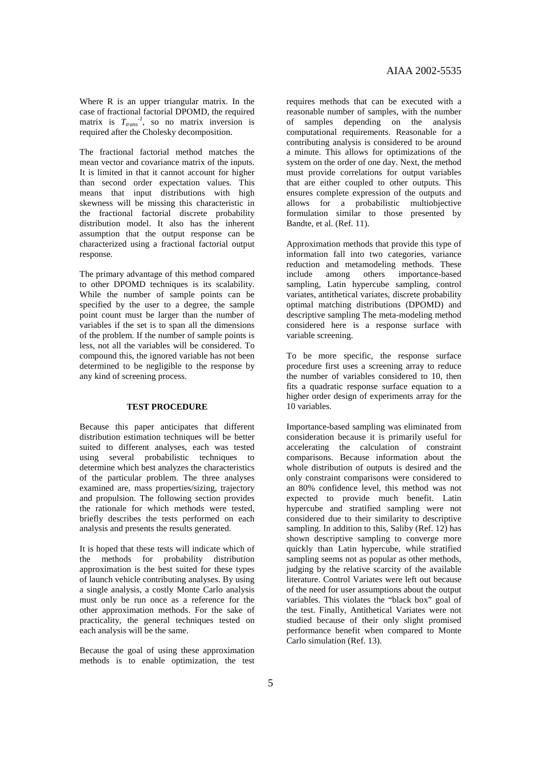Where R is an upper triangular matrix. In the case of fractional factorial DPOMD, the required matrix is $T_{trans}^{-1}$, so no matrix inversion is required after the Cholesky decomposition.

The fractional factorial method matches the mean vector and covariance matrix of the inputs. It is limited in that it cannot account for higher than second order expectation values. This means that input distributions with high skewness will be missing this characteristic in the fractional factorial discrete probability distribution model. It also has the inherent assumption that the output response can be characterized using a fractional factorial output response.

The primary advantage of this method compared to other DPOMD techniques is its scalability. While the number of sample points can be specified by the user to a degree, the sample point count must be larger than the number of variables if the set is to span all the dimensions of the problem. If the number of sample points is less, not all the variables will be considered. To compound this, the ignored variable has not been determined to be negligible to the response by any kind of screening process.

## TEST PROCEDURE

Because this paper anticipates that different distribution estimation techniques will be better suited to different analyses, each was tested using several probabilistic techniques to determine which best analyzes the characteristics of the particular problem. The three analyses examined are, mass properties/sizing, trajectory and propulsion. The following section provides the rationale for which methods were tested, briefly describes the tests performed on each analysis and presents the results generated.

It is hoped that these tests will indicate which of the methods for probability distribution approximation is the best suited for these types of launch vehicle contributing analyses. By using a single analysis, a costly Monte Carlo analysis must only be run once as a reference for the other approximation methods. For the sake of practicality, the general techniques tested on each analysis will be the same.

Because the goal of using these approximation methods is to enable optimization, the test requires methods that can be executed with a reasonable number of samples, with the number of samples depending on the analysis computational requirements. Reasonable for a contributing analysis is considered to be around a minute. This allows for optimizations of the system on the order of one day. Next, the method must provide correlations for output variables that are either coupled to other outputs. This ensures complete expression of the outputs and allows for a probabilistic multiobjective formulation similar to those presented by Bandte, et al. (Ref. 11).

Approximation methods that provide this type of information fall into two categories, variance reduction and metamodeling methods. These include among others importance-based sampling, Latin hypercube sampling, control variates, antithetical variates, discrete probability optimal matching distributions (DPOMD) and descriptive sampling The meta-modeling method considered here is a response surface with variable screening.

To be more specific, the response surface procedure first uses a screening array to reduce the number of variables considered to 10, then fits a quadratic response surface equation to a higher order design of experiments array for the 10 variables.

Importance-based sampling was eliminated from consideration because it is primarily useful for accelerating the calculation of constraint comparisons. Because information about the whole distribution of outputs is desired and the only constraint comparisons were considered to an 80% confidence level, this method was not expected to provide much benefit. Latin hypercube and stratified sampling were not considered due to their similarity to descriptive sampling. In addition to this, Saliby (Ref. 12) has shown descriptive sampling to converge more quickly than Latin hypercube, while stratified sampling seems not as popular as other methods, judging by the relative scarcity of the available literature. Control Variates were left out because of the need for user assumptions about the output variables. This violates the "black box" goal of the test. Finally, Antithetical Variates were not studied because of their only slight promised performance benefit when compared to Monte Carlo simulation (Ref. 13).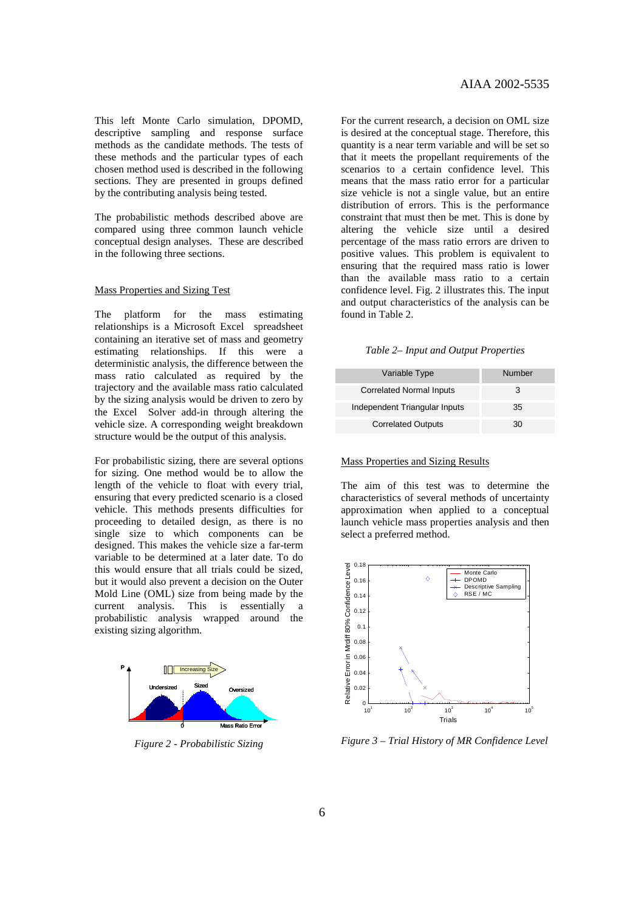This left Monte Carlo simulation, DPOMD, descriptive sampling and response surface methods as the candidate methods. The tests of these methods and the particular types of each chosen method used is described in the following sections. They are presented in groups defined by the contributing analysis being tested.

The probabilistic methods described above are compared using three common launch vehicle conceptual design analyses. These are described in the following three sections.

## Mass Properties and Sizing Test

The platform for the mass estimating relationships is a Microsoft Excel spreadsheet containing an iterative set of mass and geometry estimating relationships. If this were a deterministic analysis, the difference between the mass ratio calculated as required by the trajectory and the available mass ratio calculated by the sizing analysis would be driven to zero by the Excel Solver add-in through altering the vehicle size. A corresponding weight breakdown structure would be the output of this analysis.

For probabilistic sizing, there are several options for sizing. One method would be to allow the length of the vehicle to float with every trial, ensuring that every predicted scenario is a closed vehicle. This methods presents difficulties for proceeding to detailed design, as there is no single size to which components can be designed. This makes the vehicle size a far-term variable to be determined at a later date. To do this would ensure that all trials could be sized, but it would also prevent a decision on the Outer Mold Line (OML) size from being made by the current analysis. This is essentially a probabilistic analysis wrapped around the existing sizing algorithm.

P

Increasing Size

Undersized

Sized

Oversized

0

Mass Ratio Error

*Figure 2 - Probabilistic Sizing*

For the current research, a decision on OML size is desired at the conceptual stage. Therefore, this quantity is a near term variable and will be set so that it meets the propellant requirements of the scenarios to a certain confidence level. This means that the mass ratio error for a particular size vehicle is not a single value, but an entire distribution of errors. This is the performance constraint that must then be met. This is done by altering the vehicle size until a desired percentage of the mass ratio errors are driven to positive values. This problem is equivalent to ensuring that the required mass ratio is lower than the available mass ratio to a certain confidence level. Fig. 2 illustrates this. The input and output characteristics of the analysis can be found in Table 2.

*Table 2– Input and Output Properties*

| Variable Type | Number |
|---|---|
| Correlated Normal Inputs | 3 |
| Independent Triangular Inputs | 35 |
| Correlated Outputs | 30 |

## Mass Properties and Sizing Results

The aim of this test was to determine the characteristics of several methods of uncertainty approximation when applied to a conceptual launch vehicle mass properties analysis and then select a preferred method.

Relative Error in Mrdiff 80% Confidence Level

0.18
0.16
0.14
0.12
0.1
0.08
0.06
0.04
0.02
0

$10^1$
$10^2$
$10^3$
$10^4$
$10^5$

Trials

Monte Carlo
DPOMD
Descriptive Sampling
RSE / MC

*Figure 3 – Trial History of MR Confidence Level*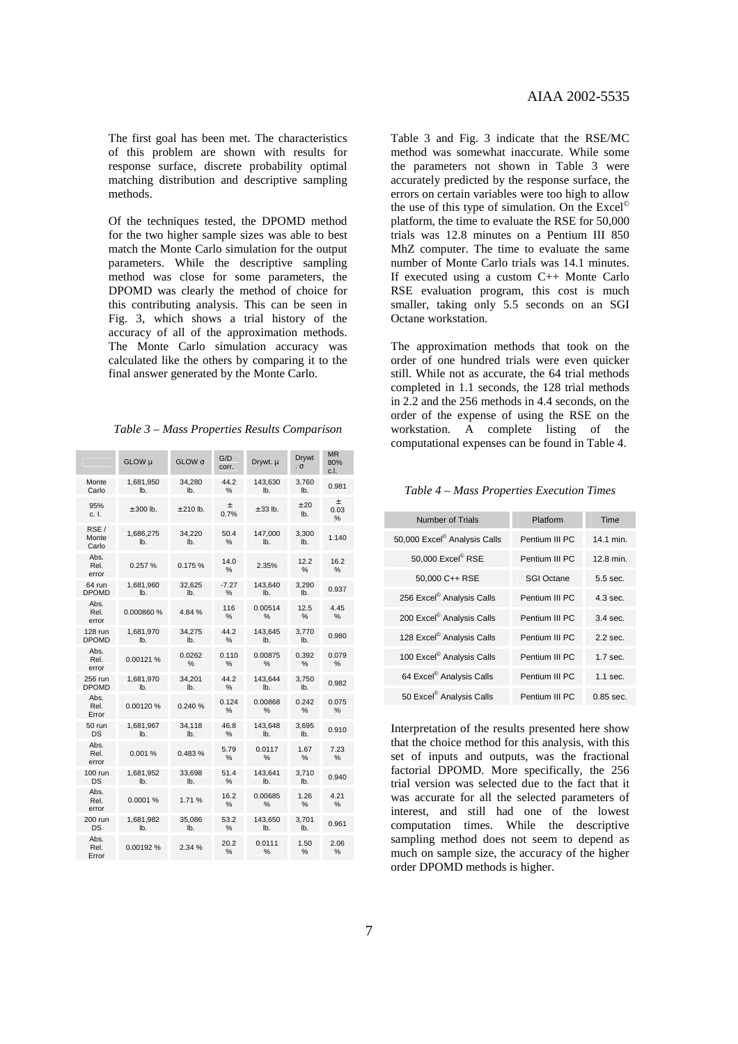The first goal has been met. The characteristics of this problem are shown with results for response surface, discrete probability optimal matching distribution and descriptive sampling methods.

Of the techniques tested, the DPOMD method for the two higher sample sizes was able to best match the Monte Carlo simulation for the output parameters. While the descriptive sampling method was close for some parameters, the DPOMD was clearly the method of choice for this contributing analysis. This can be seen in Fig. 3, which shows a trial history of the accuracy of all of the approximation methods. The Monte Carlo simulation accuracy was calculated like the others by comparing it to the final answer generated by the Monte Carlo.

*Table 3 – Mass Properties Results Comparison*

| | GLOW μ | GLOW σ | G/D corr. | Drywt. μ | Drywt. σ | MR 80% c.l. |
|---|---|---|---|---|---|---|
| Monte Carlo | 1,681,950 lb. | 34,280 lb. | 44.2 % | 143,630 lb. | 3,760 lb. | 0.981 |
| 95% c. I. | ±300 lb. | ±210 lb. | ± 0.7% | ±33 lb. | ±20 lb. | ± 0.03 % |
| RSE / Monte Carlo | 1,686,275 lb. | 34,220 lb. | 50.4 % | 147,000 lb. | 3,300 lb. | 1.140 |
| Abs. Rel. error | 0.257 % | 0.175 % | 14.0 % | 2.35% | 12.2 % | 16.2 % |
| 64 run DPOMD | 1,681,960 lb. | 32,625 lb. | -7.27 % | 143,640 lb. | 3,290 lb. | 0.937 |
| Abs. Rel. error | 0.000860 % | 4.84 % | 116 % | 0.00514 % | 12.5 % | 4.45 % |
| 128 run DPOMD | 1,681,970 lb. | 34,275 lb. | 44.2 % | 143,645 lb. | 3,770 lb. | 0.980 |
| Abs. Rel. error | 0.00121 % | 0.0262 % | 0.110 % | 0.00875 % | 0.392 % | 0.079 % |
| 256 run DPOMD | 1,681,970 lb. | 34,201 lb. | 44.2 % | 143,644 lb. | 3,750 lb. | 0.982 |
| Abs. Rel. Error | 0.00120 % | 0.240 % | 0.124 % | 0.00868 % | 0.242 % | 0.075 % |
| 50 run DS | 1,681,967 lb. | 34,118 lb. | 46.8 % | 143,648 lb. | 3,695 lb. | 0.910 |
| Abs. Rel. error | 0.001 % | 0.483 % | 5.79 % | 0.0117 % | 1.67 % | 7.23 % |
| 100 run DS | 1,681,952 lb. | 33,698 lb. | 51.4 % | 143,641 lb. | 3,710 lb. | 0.940 |
| Abs. Rel. error | 0.0001 % | 1.71 % | 16.2 % | 0.00685 % | 1.26 % | 4.21 % |
| 200 run DS | 1,681,982 lb. | 35,086 lb. | 53.2 % | 143,650 lb. | 3,701 lb. | 0.961 |
| Abs. Rel. Error | 0.00192 % | 2.34 % | 20.2 % | 0.0111 % | 1.50 % | 2.06 % |

Table 3 and Fig. 3 indicate that the RSE/MC method was somewhat inaccurate. While some the parameters not shown in Table 3 were accurately predicted by the response surface, the errors on certain variables were too high to allow the use of this type of simulation. On the Excel© platform, the time to evaluate the RSE for 50,000 trials was 12.8 minutes on a Pentium III 850 MhZ computer. The time to evaluate the same number of Monte Carlo trials was 14.1 minutes. If executed using a custom C++ Monte Carlo RSE evaluation program, this cost is much smaller, taking only 5.5 seconds on an SGI Octane workstation.

The approximation methods that took on the order of one hundred trials were even quicker still. While not as accurate, the 64 trial methods completed in 1.1 seconds, the 128 trial methods in 2.2 and the 256 methods in 4.4 seconds, on the order of the expense of using the RSE on the workstation. A complete listing of the computational expenses can be found in Table 4.

*Table 4 – Mass Properties Execution Times*

| Number of Trials | Platform | Time |
|---|---|---|
| 50,000 Excel© Analysis Calls | Pentium III PC | 14.1 min. |
| 50,000 Excel© RSE | Pentium III PC | 12.8 min. |
| 50,000 C++ RSE | SGI Octane | 5.5 sec. |
| 256 Excel© Analysis Calls | Pentium III PC | 4.3 sec. |
| 200 Excel© Analysis Calls | Pentium III PC | 3.4 sec. |
| 128 Excel© Analysis Calls | Pentium III PC | 2.2 sec. |
| 100 Excel© Analysis Calls | Pentium III PC | 1.7 sec. |
| 64 Excel© Analysis Calls | Pentium III PC | 1.1 sec. |
| 50 Excel© Analysis Calls | Pentium III PC | 0.85 sec. |

Interpretation of the results presented here show that the choice method for this analysis, with this set of inputs and outputs, was the fractional factorial DPOMD. More specifically, the 256 trial version was selected due to the fact that it was accurate for all the selected parameters of interest, and still had one of the lowest computation times. While the descriptive sampling method does not seem to depend as much on sample size, the accuracy of the higher order DPOMD methods is higher.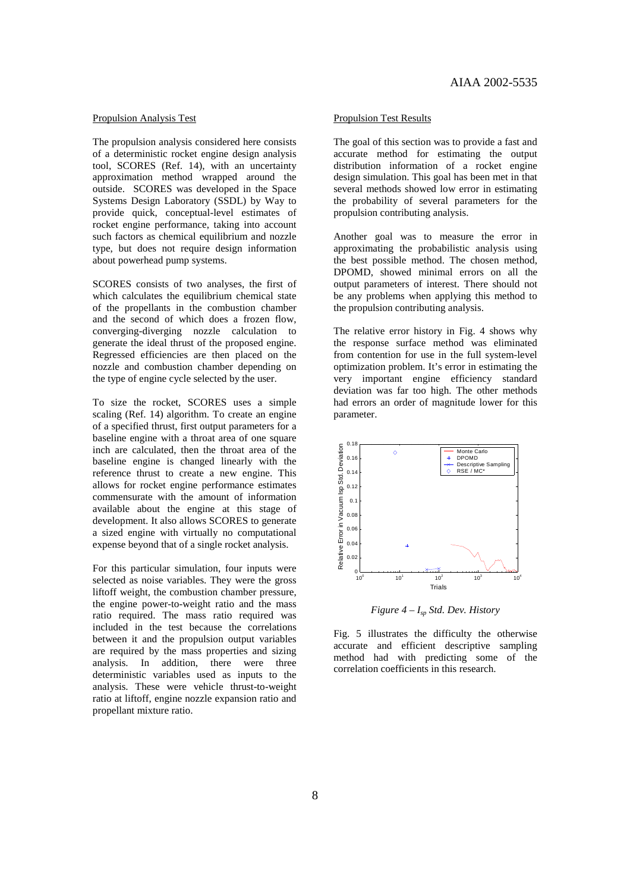Propulsion Analysis Test

The propulsion analysis considered here consists of a deterministic rocket engine design analysis tool, SCORES (Ref. 14), with an uncertainty approximation method wrapped around the outside. SCORES was developed in the Space Systems Design Laboratory (SSDL) by Way to provide quick, conceptual-level estimates of rocket engine performance, taking into account such factors as chemical equilibrium and nozzle type, but does not require design information about powerhead pump systems.

SCORES consists of two analyses, the first of which calculates the equilibrium chemical state of the propellants in the combustion chamber and the second of which does a frozen flow, converging-diverging nozzle calculation to generate the ideal thrust of the proposed engine. Regressed efficiencies are then placed on the nozzle and combustion chamber depending on the type of engine cycle selected by the user.

To size the rocket, SCORES uses a simple scaling (Ref. 14) algorithm. To create an engine of a specified thrust, first output parameters for a baseline engine with a throat area of one square inch are calculated, then the throat area of the baseline engine is changed linearly with the reference thrust to create a new engine. This allows for rocket engine performance estimates commensurate with the amount of information available about the engine at this stage of development. It also allows SCORES to generate a sized engine with virtually no computational expense beyond that of a single rocket analysis.

For this particular simulation, four inputs were selected as noise variables. They were the gross liftoff weight, the combustion chamber pressure, the engine power-to-weight ratio and the mass ratio required. The mass ratio required was included in the test because the correlations between it and the propulsion output variables are required by the mass properties and sizing analysis. In addition, there were three deterministic variables used as inputs to the analysis. These were vehicle thrust-to-weight ratio at liftoff, engine nozzle expansion ratio and propellant mixture ratio.

Propulsion Test Results

The goal of this section was to provide a fast and accurate method for estimating the output distribution information of a rocket engine design simulation. This goal has been met in that several methods showed low error in estimating the probability of several parameters for the propulsion contributing analysis.

Another goal was to measure the error in approximating the probabilistic analysis using the best possible method. The chosen method, DPOMD, showed minimal errors on all the output parameters of interest. There should not be any problems when applying this method to the propulsion contributing analysis.

The relative error history in Fig. 4 shows why the response surface method was eliminated from contention for use in the full system-level optimization problem. It's error in estimating the very important engine efficiency standard deviation was far too high. The other methods had errors an order of magnitude lower for this parameter.

*Figure 4 – $I_{sp}$ Std. Dev. History*

Fig. 5 illustrates the difficulty the otherwise accurate and efficient descriptive sampling method had with predicting some of the correlation coefficients in this research.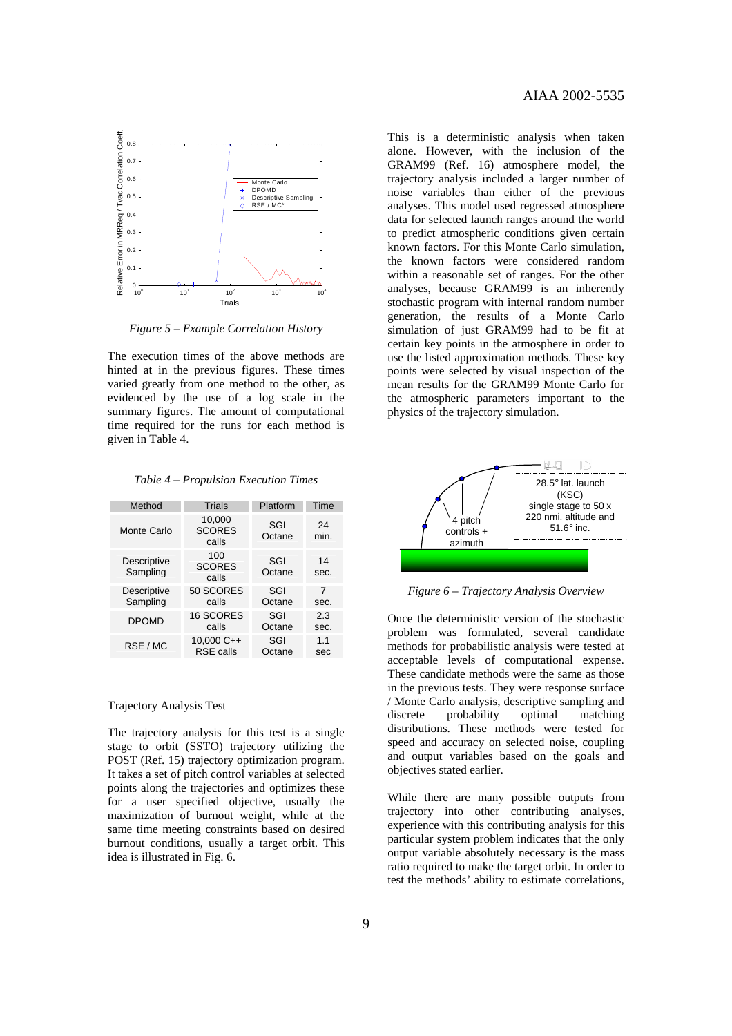Figure 5 – Example Correlation History

The execution times of the above methods are hinted at in the previous figures. These times varied greatly from one method to the other, as evidenced by the use of a log scale in the summary figures. The amount of computational time required for the runs for each method is given in Table 4.

*Table 4 – Propulsion Execution Times*

| Method | Trials | Platform | Time |
|---|---|---|---|
| Monte Carlo | 10,000 SCORES calls | SGI Octane | 24 min. |
| Descriptive Sampling | 100 SCORES calls | SGI Octane | 14 sec. |
| Descriptive Sampling | 50 SCORES calls | SGI Octane | 7 sec. |
| DPOMD | 16 SCORES calls | SGI Octane | 2.3 sec. |
| RSE / MC | 10,000 C++ RSE calls | SGI Octane | 1.1 sec |

Trajectory Analysis Test

The trajectory analysis for this test is a single stage to orbit (SSTO) trajectory utilizing the POST (Ref. 15) trajectory optimization program. It takes a set of pitch control variables at selected points along the trajectories and optimizes these for a user specified objective, usually the maximization of burnout weight, while at the same time meeting constraints based on desired burnout conditions, usually a target orbit. This idea is illustrated in Fig. 6.

This is a deterministic analysis when taken alone. However, with the inclusion of the GRAM99 (Ref. 16) atmosphere model, the trajectory analysis included a larger number of noise variables than either of the previous analyses. This model used regressed atmosphere data for selected launch ranges around the world to predict atmospheric conditions given certain known factors. For this Monte Carlo simulation, the known factors were considered random within a reasonable set of ranges. For the other analyses, because GRAM99 is an inherently stochastic program with internal random number generation, the results of a Monte Carlo simulation of just GRAM99 had to be fit at certain key points in the atmosphere in order to use the listed approximation methods. These key points were selected by visual inspection of the mean results for the GRAM99 Monte Carlo for the atmospheric parameters important to the physics of the trajectory simulation.

Figure 6 – Trajectory Analysis Overview

Once the deterministic version of the stochastic problem was formulated, several candidate methods for probabilistic analysis were tested at acceptable levels of computational expense. These candidate methods were the same as those in the previous tests. They were response surface / Monte Carlo analysis, descriptive sampling and discrete probability optimal matching distributions. These methods were tested for speed and accuracy on selected noise, coupling and output variables based on the goals and objectives stated earlier.

While there are many possible outputs from trajectory into other contributing analyses, experience with this contributing analysis for this particular system problem indicates that the only output variable absolutely necessary is the mass ratio required to make the target orbit. In order to test the methods' ability to estimate correlations,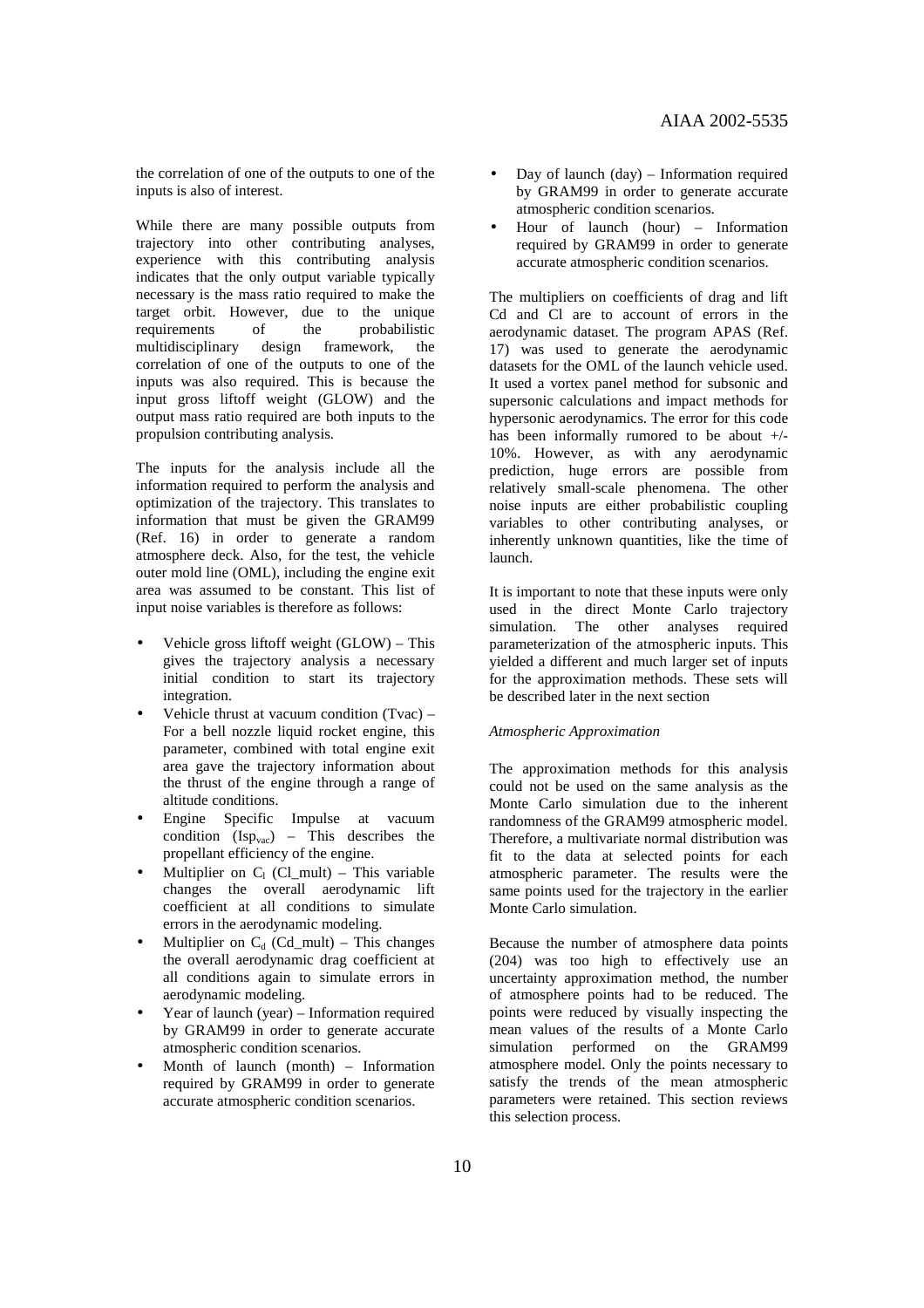the correlation of one of the outputs to one of the inputs is also of interest.

While there are many possible outputs from trajectory into other contributing analyses, experience with this contributing analysis indicates that the only output variable typically necessary is the mass ratio required to make the target orbit. However, due to the unique requirements of the probabilistic multidisciplinary design framework, the correlation of one of the outputs to one of the inputs was also required. This is because the input gross liftoff weight (GLOW) and the output mass ratio required are both inputs to the propulsion contributing analysis.

The inputs for the analysis include all the information required to perform the analysis and optimization of the trajectory. This translates to information that must be given the GRAM99 (Ref. 16) in order to generate a random atmosphere deck. Also, for the test, the vehicle outer mold line (OML), including the engine exit area was assumed to be constant. This list of input noise variables is therefore as follows:

- Vehicle gross liftoff weight (GLOW) – This gives the trajectory analysis a necessary initial condition to start its trajectory integration.
- Vehicle thrust at vacuum condition (Tvac) – For a bell nozzle liquid rocket engine, this parameter, combined with total engine exit area gave the trajectory information about the thrust of the engine through a range of altitude conditions.
- Engine Specific Impulse at vacuum condition ($Isp_{vac}$) – This describes the propellant efficiency of the engine.
- Multiplier on $C_l$ (Cl_mult) – This variable changes the overall aerodynamic lift coefficient at all conditions to simulate errors in the aerodynamic modeling.
- Multiplier on $C_d$ (Cd_mult) – This changes the overall aerodynamic drag coefficient at all conditions again to simulate errors in aerodynamic modeling.
- Year of launch (year) – Information required by GRAM99 in order to generate accurate atmospheric condition scenarios.
- Month of launch (month) – Information required by GRAM99 in order to generate accurate atmospheric condition scenarios.
- Day of launch (day) – Information required by GRAM99 in order to generate accurate atmospheric condition scenarios.
- Hour of launch (hour) – Information required by GRAM99 in order to generate accurate atmospheric condition scenarios.

The multipliers on coefficients of drag and lift Cd and Cl are to account of errors in the aerodynamic dataset. The program APAS (Ref. 17) was used to generate the aerodynamic datasets for the OML of the launch vehicle used. It used a vortex panel method for subsonic and supersonic calculations and impact methods for hypersonic aerodynamics. The error for this code has been informally rumored to be about +/- 10%. However, as with any aerodynamic prediction, huge errors are possible from relatively small-scale phenomena. The other noise inputs are either probabilistic coupling variables to other contributing analyses, or inherently unknown quantities, like the time of launch.

It is important to note that these inputs were only used in the direct Monte Carlo trajectory simulation. The other analyses required parameterization of the atmospheric inputs. This yielded a different and much larger set of inputs for the approximation methods. These sets will be described later in the next section

*Atmospheric Approximation*

The approximation methods for this analysis could not be used on the same analysis as the Monte Carlo simulation due to the inherent randomness of the GRAM99 atmospheric model. Therefore, a multivariate normal distribution was fit to the data at selected points for each atmospheric parameter. The results were the same points used for the trajectory in the earlier Monte Carlo simulation.

Because the number of atmosphere data points (204) was too high to effectively use an uncertainty approximation method, the number of atmosphere points had to be reduced. The points were reduced by visually inspecting the mean values of the results of a Monte Carlo simulation performed on the GRAM99 atmosphere model. Only the points necessary to satisfy the trends of the mean atmospheric parameters were retained. This section reviews this selection process.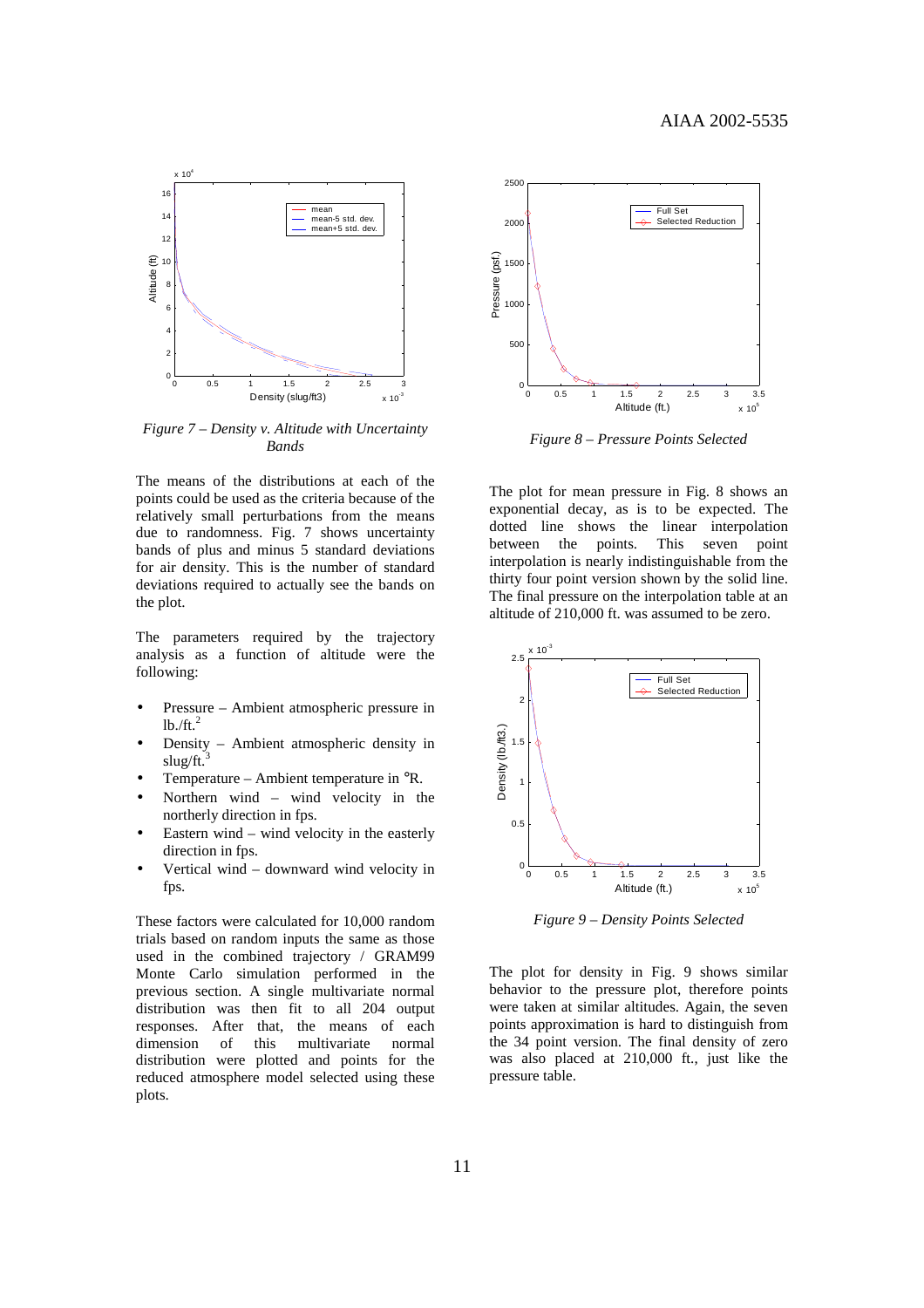*Figure 7 – Density v. Altitude with Uncertainty Bands*

The means of the distributions at each of the points could be used as the criteria because of the relatively small perturbations from the means due to randomness. Fig. 7 shows uncertainty bands of plus and minus 5 standard deviations for air density. This is the number of standard deviations required to actually see the bands on the plot.

The parameters required by the trajectory analysis as a function of altitude were the following:

- Pressure – Ambient atmospheric pressure in lb./ft.$^2$
- Density – Ambient atmospheric density in slug/ft.$^3$
- Temperature – Ambient temperature in °R.
- Northern wind – wind velocity in the northerly direction in fps.
- Eastern wind – wind velocity in the easterly direction in fps.
- Vertical wind – downward wind velocity in fps.

These factors were calculated for 10,000 random trials based on random inputs the same as those used in the combined trajectory / GRAM99 Monte Carlo simulation performed in the previous section. A single multivariate normal distribution was then fit to all 204 output responses. After that, the means of each dimension of this multivariate normal distribution were plotted and points for the reduced atmosphere model selected using these plots.

*Figure 8 – Pressure Points Selected*

The plot for mean pressure in Fig. 8 shows an exponential decay, as is to be expected. The dotted line shows the linear interpolation between the points. This seven point interpolation is nearly indistinguishable from the thirty four point version shown by the solid line. The final pressure on the interpolation table at an altitude of 210,000 ft. was assumed to be zero.

*Figure 9 – Density Points Selected*

The plot for density in Fig. 9 shows similar behavior to the pressure plot, therefore points were taken at similar altitudes. Again, the seven points approximation is hard to distinguish from the 34 point version. The final density of zero was also placed at 210,000 ft., just like the pressure table.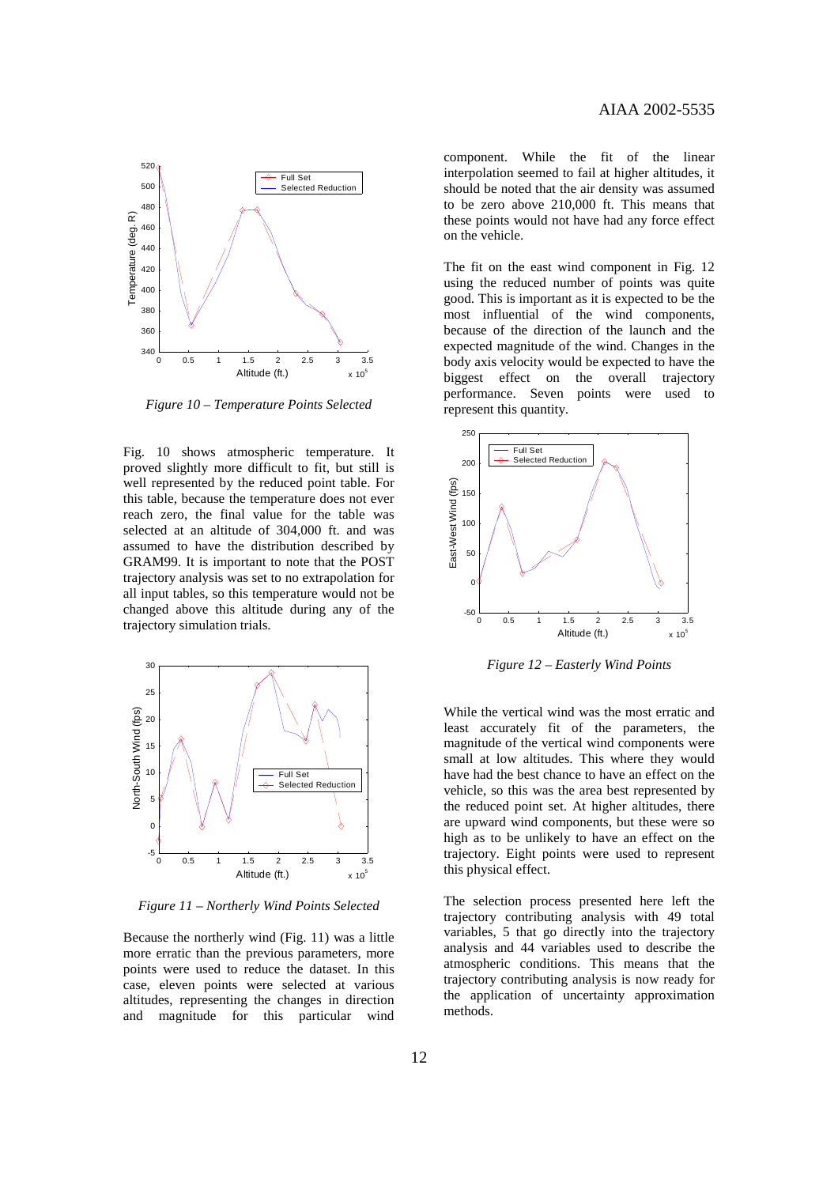*Figure 10 – Temperature Points Selected*

Fig. 10 shows atmospheric temperature. It proved slightly more difficult to fit, but still is well represented by the reduced point table. For this table, because the temperature does not ever reach zero, the final value for the table was selected at an altitude of 304,000 ft. and was assumed to have the distribution described by GRAM99. It is important to note that the POST trajectory analysis was set to no extrapolation for all input tables, so this temperature would not be changed above this altitude during any of the trajectory simulation trials.

*Figure 11 – Northerly Wind Points Selected*

Because the northerly wind (Fig. 11) was a little more erratic than the previous parameters, more points were used to reduce the dataset. In this case, eleven points were selected at various altitudes, representing the changes in direction and magnitude for this particular wind component. While the fit of the linear interpolation seemed to fail at higher altitudes, it should be noted that the air density was assumed to be zero above 210,000 ft. This means that these points would not have had any force effect on the vehicle.

The fit on the east wind component in Fig. 12 using the reduced number of points was quite good. This is important as it is expected to be the most influential of the wind components, because of the direction of the launch and the expected magnitude of the wind. Changes in the body axis velocity would be expected to have the biggest effect on the overall trajectory performance. Seven points were used to represent this quantity.

*Figure 12 – Easterly Wind Points*

While the vertical wind was the most erratic and least accurately fit of the parameters, the magnitude of the vertical wind components were small at low altitudes. This where they would have had the best chance to have an effect on the vehicle, so this was the area best represented by the reduced point set. At higher altitudes, there are upward wind components, but these were so high as to be unlikely to have an effect on the trajectory. Eight points were used to represent this physical effect.

The selection process presented here left the trajectory contributing analysis with 49 total variables, 5 that go directly into the trajectory analysis and 44 variables used to describe the atmospheric conditions. This means that the trajectory contributing analysis is now ready for the application of uncertainty approximation methods.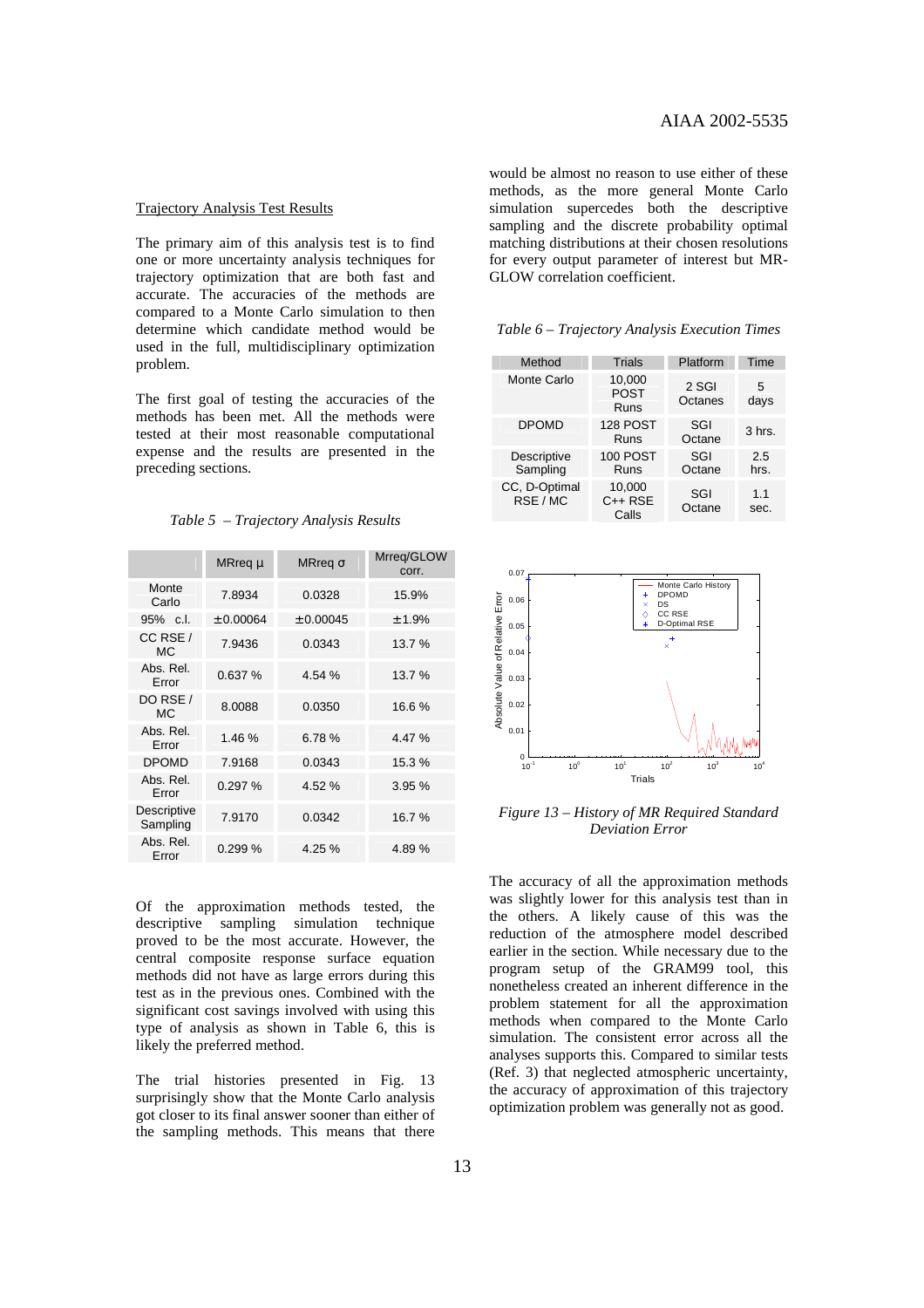Trajectory Analysis Test Results

The primary aim of this analysis test is to find one or more uncertainty analysis techniques for trajectory optimization that are both fast and accurate. The accuracies of the methods are compared to a Monte Carlo simulation to then determine which candidate method would be used in the full, multidisciplinary optimization problem.

The first goal of testing the accuracies of the methods has been met. All the methods were tested at their most reasonable computational expense and the results are presented in the preceding sections.

*Table 5 – Trajectory Analysis Results*

| | MRreq μ | MRreq σ | Mrreq/GLOW corr. |
|---|---|---|---|
| Monte Carlo | 7.8934 | 0.0328 | 15.9% |
| 95% c.l. | ±0.00064 | ±0.00045 | ±1.9% |
| CC RSE / MC | 7.9436 | 0.0343 | 13.7 % |
| Abs. Rel. Error | 0.637 % | 4.54 % | 13.7 % |
| DO RSE / MC | 8.0088 | 0.0350 | 16.6 % |
| Abs. Rel. Error | 1.46 % | 6.78 % | 4.47 % |
| DPOMD | 7.9168 | 0.0343 | 15.3 % |
| Abs. Rel. Error | 0.297 % | 4.52 % | 3.95 % |
| Descriptive Sampling | 7.9170 | 0.0342 | 16.7 % |
| Abs. Rel. Error | 0.299 % | 4.25 % | 4.89 % |

Of the approximation methods tested, the descriptive sampling simulation technique proved to be the most accurate. However, the central composite response surface equation methods did not have as large errors during this test as in the previous ones. Combined with the significant cost savings involved with using this type of analysis as shown in Table 6, this is likely the preferred method.

The trial histories presented in Fig. 13 surprisingly show that the Monte Carlo analysis got closer to its final answer sooner than either of the sampling methods. This means that there would be almost no reason to use either of these methods, as the more general Monte Carlo simulation supercedes both the descriptive sampling and the discrete probability optimal matching distributions at their chosen resolutions for every output parameter of interest but MR-GLOW correlation coefficient.

*Table 6 – Trajectory Analysis Execution Times*

| Method | Trials | Platform | Time |
|---|---|---|---|
| Monte Carlo | 10,000 POST Runs | 2 SGI Octanes | 5 days |
| DPOMD | 128 POST Runs | SGI Octane | 3 hrs. |
| Descriptive Sampling | 100 POST Runs | SGI Octane | 2.5 hrs. |
| CC, D-Optimal RSE / MC | 10,000 C++ RSE Calls | SGI Octane | 1.1 sec. |

*Figure 13 – History of MR Required Standard Deviation Error*

The accuracy of all the approximation methods was slightly lower for this analysis test than in the others. A likely cause of this was the reduction of the atmosphere model described earlier in the section. While necessary due to the program setup of the GRAM99 tool, this nonetheless created an inherent difference in the problem statement for all the approximation methods when compared to the Monte Carlo simulation. The consistent error across all the analyses supports this. Compared to similar tests (Ref. 3) that neglected atmospheric uncertainty, the accuracy of approximation of this trajectory optimization problem was generally not as good.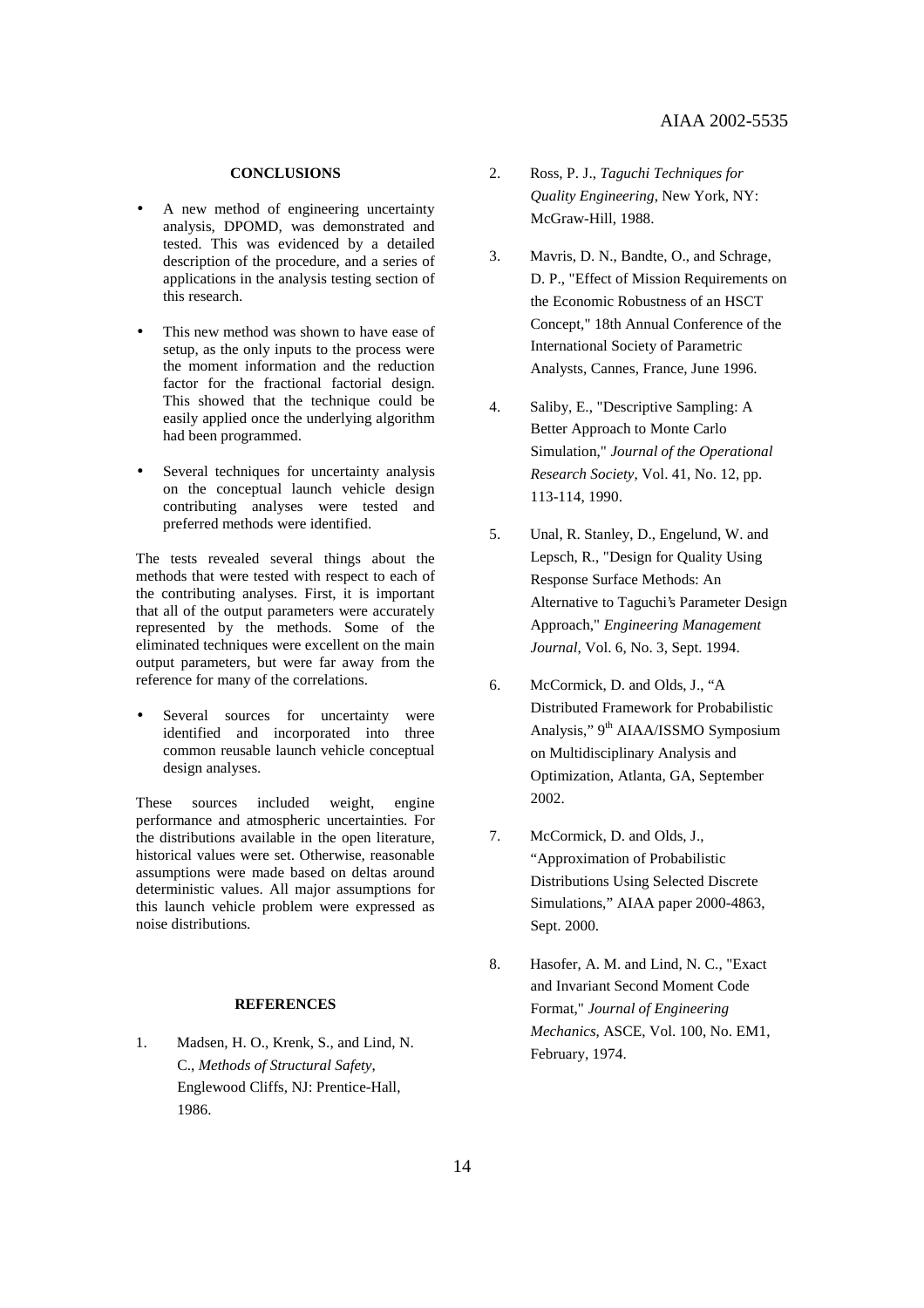## CONCLUSIONS

- A new method of engineering uncertainty analysis, DPOMD, was demonstrated and tested. This was evidenced by a detailed description of the procedure, and a series of applications in the analysis testing section of this research.
- This new method was shown to have ease of setup, as the only inputs to the process were the moment information and the reduction factor for the fractional factorial design. This showed that the technique could be easily applied once the underlying algorithm had been programmed.
- Several techniques for uncertainty analysis on the conceptual launch vehicle design contributing analyses were tested and preferred methods were identified.

The tests revealed several things about the methods that were tested with respect to each of the contributing analyses. First, it is important that all of the output parameters were accurately represented by the methods. Some of the eliminated techniques were excellent on the main output parameters, but were far away from the reference for many of the correlations.

- Several sources for uncertainty were identified and incorporated into three common reusable launch vehicle conceptual design analyses.

These sources included weight, engine performance and atmospheric uncertainties. For the distributions available in the open literature, historical values were set. Otherwise, reasonable assumptions were made based on deltas around deterministic values. All major assumptions for this launch vehicle problem were expressed as noise distributions.

## REFERENCES

1. Madsen, H. O., Krenk, S., and Lind, N. C., *Methods of Structural Safety*, Englewood Cliffs, NJ: Prentice-Hall, 1986.
2. Ross, P. J., *Taguchi Techniques for Quality Engineering*, New York, NY: McGraw-Hill, 1988.
3. Mavris, D. N., Bandte, O., and Schrage, D. P., "Effect of Mission Requirements on the Economic Robustness of an HSCT Concept," 18th Annual Conference of the International Society of Parametric Analysts, Cannes, France, June 1996.
4. Saliby, E., "Descriptive Sampling: A Better Approach to Monte Carlo Simulation," *Journal of the Operational Research Society*, Vol. 41, No. 12, pp. 113-114, 1990.
5. Unal, R. Stanley, D., Engelund, W. and Lepsch, R., "Design for Quality Using Response Surface Methods: An Alternative to Taguchi's Parameter Design Approach," *Engineering Management Journal*, Vol. 6, No. 3, Sept. 1994.
6. McCormick, D. and Olds, J., "A Distributed Framework for Probabilistic Analysis," 9th AIAA/ISSMO Symposium on Multidisciplinary Analysis and Optimization, Atlanta, GA, September 2002.
7. McCormick, D. and Olds, J., "Approximation of Probabilistic Distributions Using Selected Discrete Simulations," AIAA paper 2000-4863, Sept. 2000.
8. Hasofer, A. M. and Lind, N. C., "Exact and Invariant Second Moment Code Format," *Journal of Engineering Mechanics*, ASCE, Vol. 100, No. EM1, February, 1974.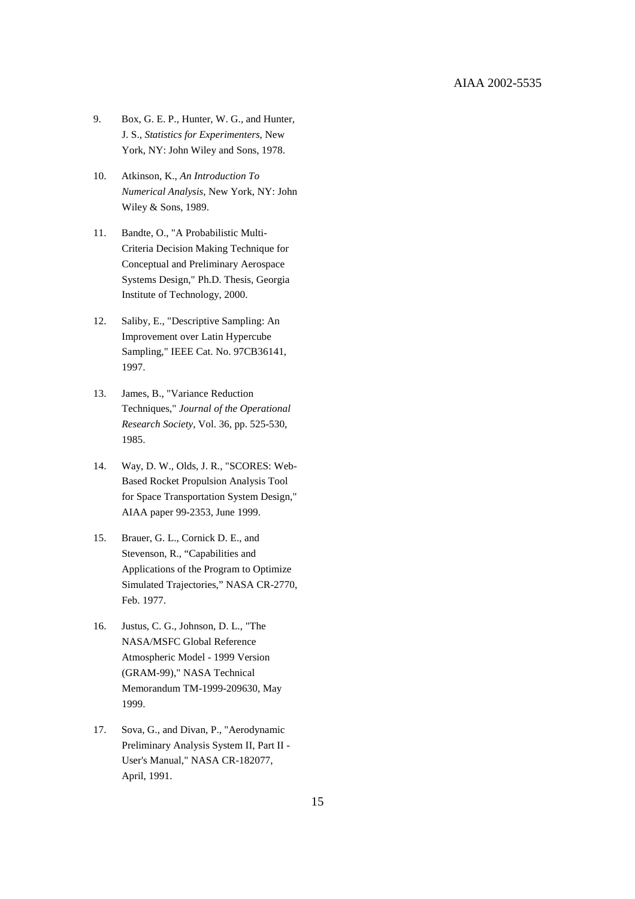9. Box, G. E. P., Hunter, W. G., and Hunter, J. S., *Statistics for Experimenters*, New York, NY: John Wiley and Sons, 1978.

10. Atkinson, K., *An Introduction To Numerical Analysis*, New York, NY: John Wiley & Sons, 1989.

11. Bandte, O., "A Probabilistic Multi-Criteria Decision Making Technique for Conceptual and Preliminary Aerospace Systems Design," Ph.D. Thesis, Georgia Institute of Technology, 2000.

12. Saliby, E., "Descriptive Sampling: An Improvement over Latin Hypercube Sampling," IEEE Cat. No. 97CB36141, 1997.

13. James, B., "Variance Reduction Techniques," *Journal of the Operational Research Society*, Vol. 36, pp. 525-530, 1985.

14. Way, D. W., Olds, J. R., "SCORES: Web-Based Rocket Propulsion Analysis Tool for Space Transportation System Design," AIAA paper 99-2353, June 1999.

15. Brauer, G. L., Cornick D. E., and Stevenson, R., "Capabilities and Applications of the Program to Optimize Simulated Trajectories," NASA CR-2770, Feb. 1977.

16. Justus, C. G., Johnson, D. L., "The NASA/MSFC Global Reference Atmospheric Model - 1999 Version (GRAM-99)," NASA Technical Memorandum TM-1999-209630, May 1999.

17. Sova, G., and Divan, P., "Aerodynamic Preliminary Analysis System II, Part II - User's Manual," NASA CR-182077, April, 1991.